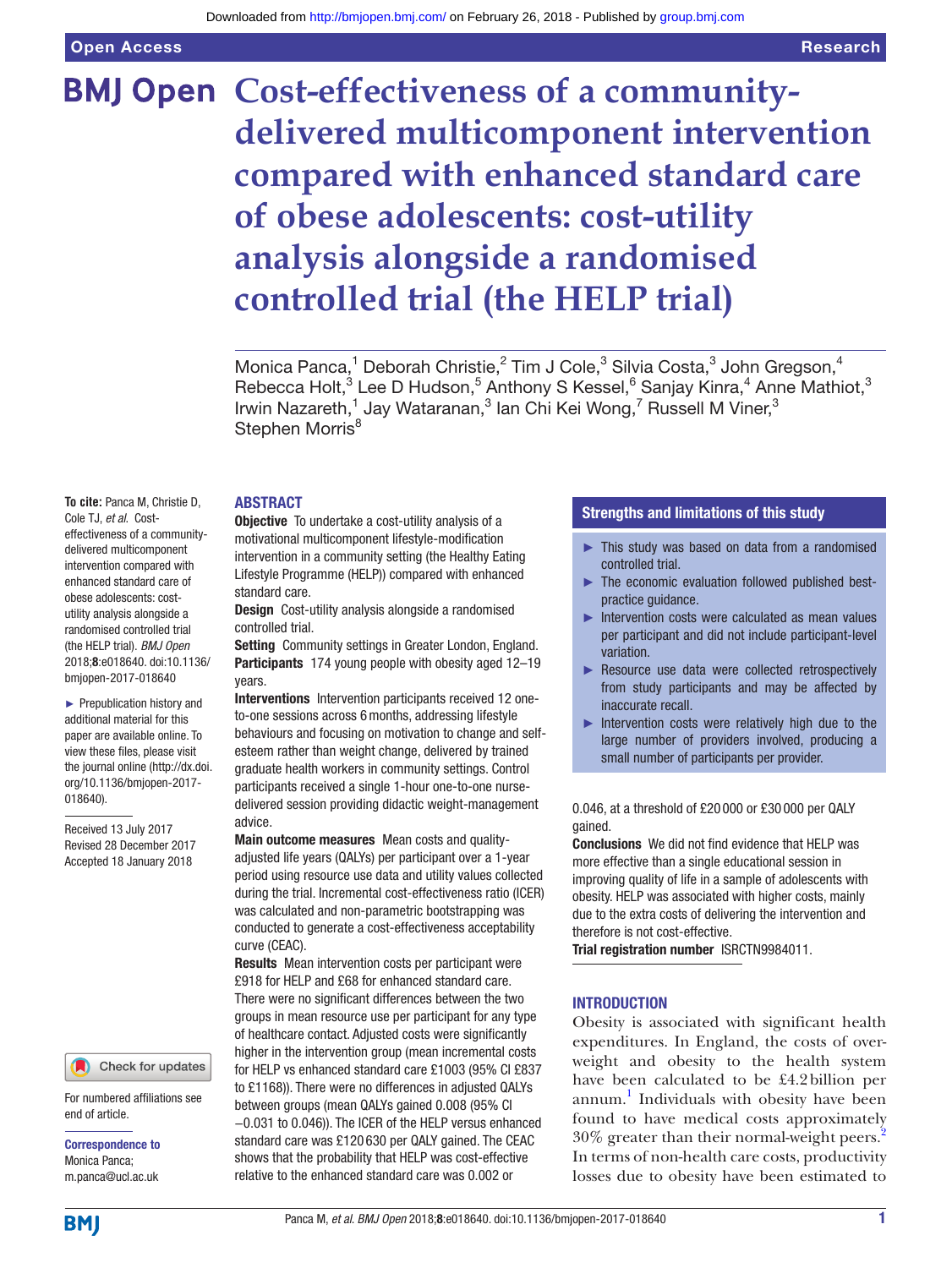# Cost-effectiveness of a community-delivered multicomponent intervention compared with enhanced standard care of obese adolescents: cost-utility analysis alongside a randomised controlled trial (the HELP trial)

Monica Panca,[1] Deborah Christie,[2] Tim J Cole,[3] Silvia Costa,[3] John Gregson,[4] Rebecca Holt,[3] Lee D Hudson,[5] Anthony S Kessel,[6] Sanjay Kinra,[4] Anne Mathiot,[3] Irwin Nazareth,[1] Jay Wataranan,[3] Ian Chi Kei Wong,[7] Russell M Viner,[3] Stephen Morris[8]

**To cite:** Panca M, Christie D, Cole TJ, *et al*. Cost-effectiveness of a community-delivered multicomponent intervention compared with enhanced standard care of obese adolescents: cost-utility analysis alongside a randomised controlled trial (the HELP trial). *BMJ Open* 2018;**8**:e018640. doi:10.1136/bmjopen-2017-018640

► Prepublication history and additional material for this paper are available online. To view these files, please visit the journal online (http://dx.doi.org/10.1136/bmjopen-2017-018640).

Received 13 July 2017
Revised 28 December 2017
Accepted 18 January 2018

For numbered affiliations see end of article.

**Correspondence to**
Monica Panca;
m.panca@ucl.ac.uk

## ABSTRACT

**Objective** To undertake a cost-utility analysis of a motivational multicomponent lifestyle-modification intervention in a community setting (the Healthy Eating Lifestyle Programme (HELP)) compared with enhanced standard care.

**Design** Cost-utility analysis alongside a randomised controlled trial.

**Setting** Community settings in Greater London, England.

**Participants** 174 young people with obesity aged 12–19 years.

**Interventions** Intervention participants received 12 one-to-one sessions across 6 months, addressing lifestyle behaviours and focusing on motivation to change and self-esteem rather than weight change, delivered by trained graduate health workers in community settings. Control participants received a single 1-hour one-to-one nurse-delivered session providing didactic weight-management advice.

**Main outcome measures** Mean costs and quality-adjusted life years (QALYs) per participant over a 1-year period using resource use data and utility values collected during the trial. Incremental cost-effectiveness ratio (ICER) was calculated and non-parametric bootstrapping was conducted to generate a cost-effectiveness acceptability curve (CEAC).

**Results** Mean intervention costs per participant were £918 for HELP and £68 for enhanced standard care. There were no significant differences between the two groups in mean resource use per participant for any type of healthcare contact. Adjusted costs were significantly higher in the intervention group (mean incremental costs for HELP vs enhanced standard care £1003 (95% CI £837 to £1168)). There were no differences in adjusted QALYs between groups (mean QALYs gained 0.008 (95% CI −0.031 to 0.046)). The ICER of the HELP versus enhanced standard care was £120 630 per QALY gained. The CEAC shows that the probability that HELP was cost-effective relative to the enhanced standard care was 0.002 or 0.046, at a threshold of £20 000 or £30 000 per QALY gained.

**Conclusions** We did not find evidence that HELP was more effective than a single educational session in improving quality of life in a sample of adolescents with obesity. HELP was associated with higher costs, mainly due to the extra costs of delivering the intervention and therefore is not cost-effective.

**Trial registration number** ISRCTN9984011.

### Strengths and limitations of this study

- ► This study was based on data from a randomised controlled trial.
- ► The economic evaluation followed published best-practice guidance.
- ► Intervention costs were calculated as mean values per participant and did not include participant-level variation.
- ► Resource use data were collected retrospectively from study participants and may be affected by inaccurate recall.
- ► Intervention costs were relatively high due to the large number of providers involved, producing a small number of participants per provider.

## INTRODUCTION

Obesity is associated with significant health expenditures. In England, the costs of overweight and obesity to the health system have been calculated to be £4.2 billion per annum.[1] Individuals with obesity have been found to have medical costs approximately 30% greater than their normal-weight peers.[2] In terms of non-health care costs, productivity losses due to obesity have been estimated to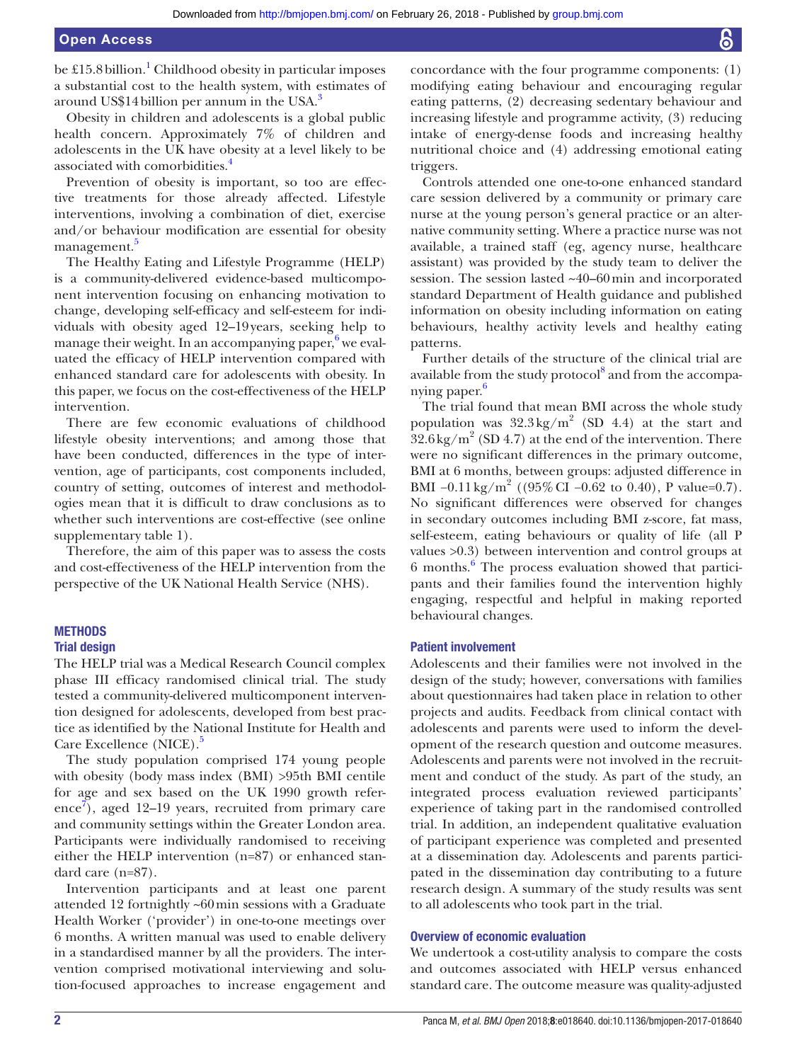be £15.8 billion.[1] Childhood obesity in particular imposes a substantial cost to the health system, with estimates of around US$14 billion per annum in the USA.[3]

Obesity in children and adolescents is a global public health concern. Approximately 7% of children and adolescents in the UK have obesity at a level likely to be associated with comorbidities.[4]

Prevention of obesity is important, so too are effective treatments for those already affected. Lifestyle interventions, involving a combination of diet, exercise and/or behaviour modification are essential for obesity management.[5]

The Healthy Eating and Lifestyle Programme (HELP) is a community-delivered evidence-based multicomponent intervention focusing on enhancing motivation to change, developing self-efficacy and self-esteem for individuals with obesity aged 12–19 years, seeking help to manage their weight. In an accompanying paper,[6] we evaluated the efficacy of HELP intervention compared with enhanced standard care for adolescents with obesity. In this paper, we focus on the cost-effectiveness of the HELP intervention.

There are few economic evaluations of childhood lifestyle obesity interventions; and among those that have been conducted, differences in the type of intervention, age of participants, cost components included, country of setting, outcomes of interest and methodologies mean that it is difficult to draw conclusions as to whether such interventions are cost-effective (see online supplementary table 1).

Therefore, the aim of this paper was to assess the costs and cost-effectiveness of the HELP intervention from the perspective of the UK National Health Service (NHS).

## METHODS

### Trial design

The HELP trial was a Medical Research Council complex phase III efficacy randomised clinical trial. The study tested a community-delivered multicomponent intervention designed for adolescents, developed from best practice as identified by the National Institute for Health and Care Excellence (NICE).[5]

The study population comprised 174 young people with obesity (body mass index (BMI) >95th BMI centile for age and sex based on the UK 1990 growth reference[7]), aged 12–19 years, recruited from primary care and community settings within the Greater London area. Participants were individually randomised to receiving either the HELP intervention (n=87) or enhanced standard care (n=87).

Intervention participants and at least one parent attended 12 fortnightly ~60 min sessions with a Graduate Health Worker ('provider') in one-to-one meetings over 6 months. A written manual was used to enable delivery in a standardised manner by all the providers. The intervention comprised motivational interviewing and solution-focused approaches to increase engagement and concordance with the four programme components: (1) modifying eating behaviour and encouraging regular eating patterns, (2) decreasing sedentary behaviour and increasing lifestyle and programme activity, (3) reducing intake of energy-dense foods and increasing healthy nutritional choice and (4) addressing emotional eating triggers.

Controls attended one one-to-one enhanced standard care session delivered by a community or primary care nurse at the young person's general practice or an alternative community setting. Where a practice nurse was not available, a trained staff (eg, agency nurse, healthcare assistant) was provided by the study team to deliver the session. The session lasted ~40–60 min and incorporated standard Department of Health guidance and published information on obesity including information on eating behaviours, healthy activity levels and healthy eating patterns.

Further details of the structure of the clinical trial are available from the study protocol[8] and from the accompanying paper.[6]

The trial found that mean BMI across the whole study population was 32.3 kg/m$^2$ (SD 4.4) at the start and 32.6 kg/m$^2$ (SD 4.7) at the end of the intervention. There were no significant differences in the primary outcome, BMI at 6 months, between groups: adjusted difference in BMI −0.11 kg/m$^2$ ((95% CI −0.62 to 0.40), P value=0.7). No significant differences were observed for changes in secondary outcomes including BMI z-score, fat mass, self-esteem, eating behaviours or quality of life (all P values >0.3) between intervention and control groups at 6 months.[6] The process evaluation showed that participants and their families found the intervention highly engaging, respectful and helpful in making reported behavioural changes.

### Patient involvement

Adolescents and their families were not involved in the design of the study; however, conversations with families about questionnaires had taken place in relation to other projects and audits. Feedback from clinical contact with adolescents and parents were used to inform the development of the research question and outcome measures. Adolescents and parents were not involved in the recruitment and conduct of the study. As part of the study, an integrated process evaluation reviewed participants' experience of taking part in the randomised controlled trial. In addition, an independent qualitative evaluation of participant experience was completed and presented at a dissemination day. Adolescents and parents participated in the dissemination day contributing to a future research design. A summary of the study results was sent to all adolescents who took part in the trial.

### Overview of economic evaluation

We undertook a cost-utility analysis to compare the costs and outcomes associated with HELP versus enhanced standard care. The outcome measure was quality-adjusted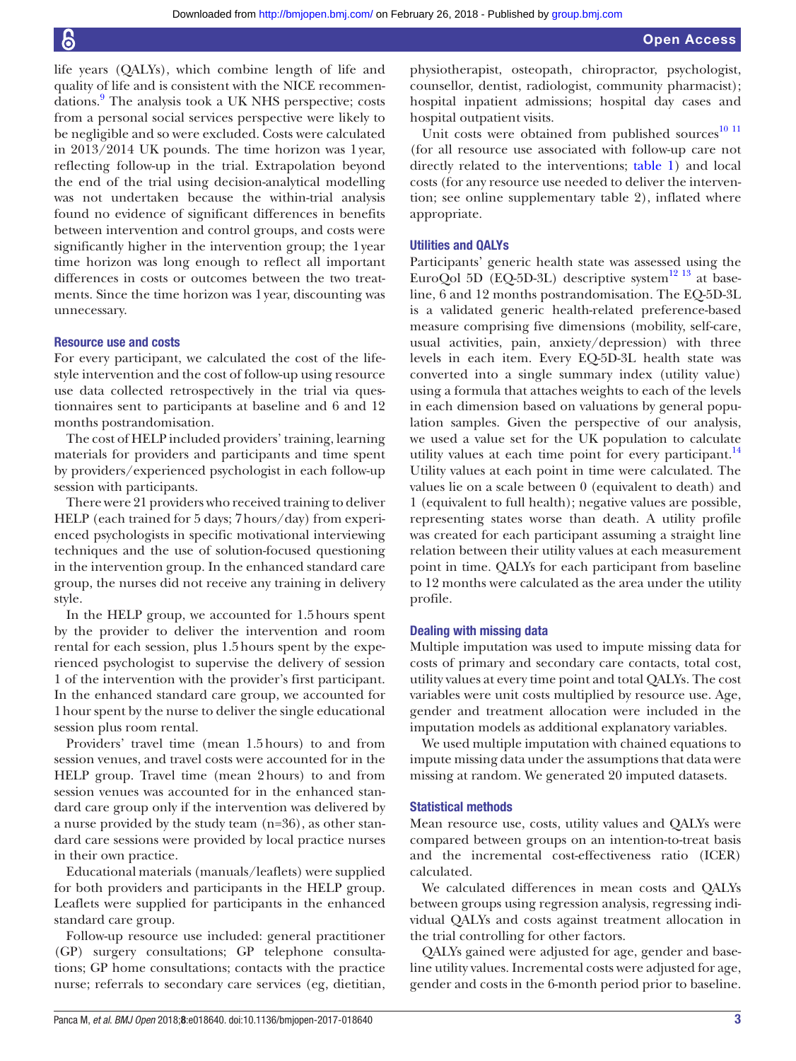life years (QALYs), which combine length of life and quality of life and is consistent with the NICE recommendations.[9] The analysis took a UK NHS perspective; costs from a personal social services perspective were likely to be negligible and so were excluded. Costs were calculated in 2013/2014 UK pounds. The time horizon was 1 year, reflecting follow-up in the trial. Extrapolation beyond the end of the trial using decision-analytical modelling was not undertaken because the within-trial analysis found no evidence of significant differences in benefits between intervention and control groups, and costs were significantly higher in the intervention group; the 1 year time horizon was long enough to reflect all important differences in costs or outcomes between the two treatments. Since the time horizon was 1 year, discounting was unnecessary.

### Resource use and costs

For every participant, we calculated the cost of the lifestyle intervention and the cost of follow-up using resource use data collected retrospectively in the trial via questionnaires sent to participants at baseline and 6 and 12 months postrandomisation.

The cost of HELP included providers' training, learning materials for providers and participants and time spent by providers/experienced psychologist in each follow-up session with participants.

There were 21 providers who received training to deliver HELP (each trained for 5 days; 7 hours/day) from experienced psychologists in specific motivational interviewing techniques and the use of solution-focused questioning in the intervention group. In the enhanced standard care group, the nurses did not receive any training in delivery style.

In the HELP group, we accounted for 1.5 hours spent by the provider to deliver the intervention and room rental for each session, plus 1.5 hours spent by the experienced psychologist to supervise the delivery of session 1 of the intervention with the provider's first participant. In the enhanced standard care group, we accounted for 1 hour spent by the nurse to deliver the single educational session plus room rental.

Providers' travel time (mean 1.5 hours) to and from session venues, and travel costs were accounted for in the HELP group. Travel time (mean 2 hours) to and from session venues was accounted for in the enhanced standard care group only if the intervention was delivered by a nurse provided by the study team (n=36), as other standard care sessions were provided by local practice nurses in their own practice.

Educational materials (manuals/leaflets) were supplied for both providers and participants in the HELP group. Leaflets were supplied for participants in the enhanced standard care group.

Follow-up resource use included: general practitioner (GP) surgery consultations; GP telephone consultations; GP home consultations; contacts with the practice nurse; referrals to secondary care services (eg, dietitian, physiotherapist, osteopath, chiropractor, psychologist, counsellor, dentist, radiologist, community pharmacist); hospital inpatient admissions; hospital day cases and hospital outpatient visits.

Unit costs were obtained from published sources[10,11] (for all resource use associated with follow-up care not directly related to the interventions; table 1) and local costs (for any resource use needed to deliver the intervention; see online supplementary table 2), inflated where appropriate.

### Utilities and QALYs

Participants' generic health state was assessed using the EuroQol 5D (EQ-5D-3L) descriptive system[12,13] at baseline, 6 and 12 months postrandomisation. The EQ-5D-3L is a validated generic health-related preference-based measure comprising five dimensions (mobility, self-care, usual activities, pain, anxiety/depression) with three levels in each item. Every EQ-5D-3L health state was converted into a single summary index (utility value) using a formula that attaches weights to each of the levels in each dimension based on valuations by general population samples. Given the perspective of our analysis, we used a value set for the UK population to calculate utility values at each time point for every participant.[14] Utility values at each point in time were calculated. The values lie on a scale between 0 (equivalent to death) and 1 (equivalent to full health); negative values are possible, representing states worse than death. A utility profile was created for each participant assuming a straight line relation between their utility values at each measurement point in time. QALYs for each participant from baseline to 12 months were calculated as the area under the utility profile.

### Dealing with missing data

Multiple imputation was used to impute missing data for costs of primary and secondary care contacts, total cost, utility values at every time point and total QALYs. The cost variables were unit costs multiplied by resource use. Age, gender and treatment allocation were included in the imputation models as additional explanatory variables.

We used multiple imputation with chained equations to impute missing data under the assumptions that data were missing at random. We generated 20 imputed datasets.

### Statistical methods

Mean resource use, costs, utility values and QALYs were compared between groups on an intention-to-treat basis and the incremental cost-effectiveness ratio (ICER) calculated.

We calculated differences in mean costs and QALYs between groups using regression analysis, regressing individual QALYs and costs against treatment allocation in the trial controlling for other factors.

QALYs gained were adjusted for age, gender and baseline utility values. Incremental costs were adjusted for age, gender and costs in the 6-month period prior to baseline.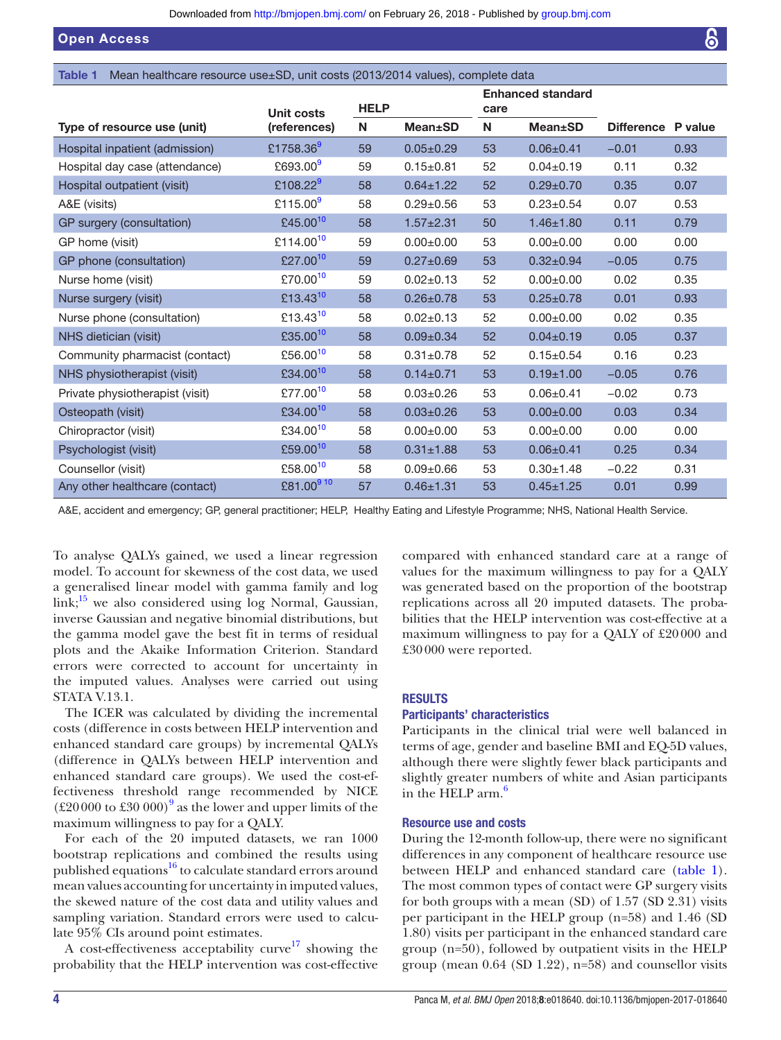**Table 1** Mean healthcare resource use±SD, unit costs (2013/2014 values), complete data

| Type of resource use (unit) | Unit costs (references) | HELP | | Enhanced standard care | | Difference | P value |
|---|---|---|---|---|---|---|---|
| | | N | Mean±SD | N | Mean±SD | | |
| Hospital inpatient (admission) | £1758.36[9] | 59 | 0.05±0.29 | 53 | 0.06±0.41 | −0.01 | 0.93 |
| Hospital day case (attendance) | £693.00[9] | 59 | 0.15±0.81 | 52 | 0.04±0.19 | 0.11 | 0.32 |
| Hospital outpatient (visit) | £108.22[9] | 58 | 0.64±1.22 | 52 | 0.29±0.70 | 0.35 | 0.07 |
| A&E (visits) | £115.00[9] | 58 | 0.29±0.56 | 53 | 0.23±0.54 | 0.07 | 0.53 |
| GP surgery (consultation) | £45.00[10] | 58 | 1.57±2.31 | 50 | 1.46±1.80 | 0.11 | 0.79 |
| GP home (visit) | £114.00[10] | 59 | 0.00±0.00 | 53 | 0.00±0.00 | 0.00 | 0.00 |
| GP phone (consultation) | £27.00[10] | 59 | 0.27±0.69 | 53 | 0.32±0.94 | −0.05 | 0.75 |
| Nurse home (visit) | £70.00[10] | 59 | 0.02±0.13 | 52 | 0.00±0.00 | 0.02 | 0.35 |
| Nurse surgery (visit) | £13.43[10] | 58 | 0.26±0.78 | 53 | 0.25±0.78 | 0.01 | 0.93 |
| Nurse phone (consultation) | £13.43[10] | 58 | 0.02±0.13 | 52 | 0.00±0.00 | 0.02 | 0.35 |
| NHS dietician (visit) | £35.00[10] | 58 | 0.09±0.34 | 52 | 0.04±0.19 | 0.05 | 0.37 |
| Community pharmacist (contact) | £56.00[10] | 58 | 0.31±0.78 | 52 | 0.15±0.54 | 0.16 | 0.23 |
| NHS physiotherapist (visit) | £34.00[10] | 58 | 0.14±0.71 | 53 | 0.19±1.00 | −0.05 | 0.76 |
| Private physiotherapist (visit) | £77.00[10] | 58 | 0.03±0.26 | 53 | 0.06±0.41 | −0.02 | 0.73 |
| Osteopath (visit) | £34.00[10] | 58 | 0.03±0.26 | 53 | 0.00±0.00 | 0.03 | 0.34 |
| Chiropractor (visit) | £34.00[10] | 58 | 0.00±0.00 | 53 | 0.00±0.00 | 0.00 | 0.00 |
| Psychologist (visit) | £59.00[10] | 58 | 0.31±1.88 | 53 | 0.06±0.41 | 0.25 | 0.34 |
| Counsellor (visit) | £58.00[10] | 58 | 0.09±0.66 | 53 | 0.30±1.48 | −0.22 | 0.31 |
| Any other healthcare (contact) | £81.00[9,10] | 57 | 0.46±1.31 | 53 | 0.45±1.25 | 0.01 | 0.99 |

A&E, accident and emergency; GP, general practitioner; HELP, Healthy Eating and Lifestyle Programme; NHS, National Health Service.

To analyse QALYs gained, we used a linear regression model. To account for skewness of the cost data, we used a generalised linear model with gamma family and log link;[15] we also considered using log Normal, Gaussian, inverse Gaussian and negative binomial distributions, but the gamma model gave the best fit in terms of residual plots and the Akaike Information Criterion. Standard errors were corrected to account for uncertainty in the imputed values. Analyses were carried out using STATA V.13.1.

The ICER was calculated by dividing the incremental costs (difference in costs between HELP intervention and enhanced standard care groups) by incremental QALYs (difference in QALYs between HELP intervention and enhanced standard care groups). We used the cost-effectiveness threshold range recommended by NICE (£20 000 to £30 000)[9] as the lower and upper limits of the maximum willingness to pay for a QALY.

For each of the 20 imputed datasets, we ran 1000 bootstrap replications and combined the results using published equations[16] to calculate standard errors around mean values accounting for uncertainty in imputed values, the skewed nature of the cost data and utility values and sampling variation. Standard errors were used to calculate 95% CIs around point estimates.

A cost-effectiveness acceptability curve[17] showing the probability that the HELP intervention was cost-effective compared with enhanced standard care at a range of values for the maximum willingness to pay for a QALY was generated based on the proportion of the bootstrap replications across all 20 imputed datasets. The probabilities that the HELP intervention was cost-effective at a maximum willingness to pay for a QALY of £20 000 and £30 000 were reported.

## RESULTS

### Participants' characteristics

Participants in the clinical trial were well balanced in terms of age, gender and baseline BMI and EQ-5D values, although there were slightly fewer black participants and slightly greater numbers of white and Asian participants in the HELP arm.[6]

### Resource use and costs

During the 12-month follow-up, there were no significant differences in any component of healthcare resource use between HELP and enhanced standard care (table 1). The most common types of contact were GP surgery visits for both groups with a mean (SD) of 1.57 (SD 2.31) visits per participant in the HELP group (n=58) and 1.46 (SD 1.80) visits per participant in the enhanced standard care group (n=50), followed by outpatient visits in the HELP group (mean 0.64 (SD 1.22), n=58) and counsellor visits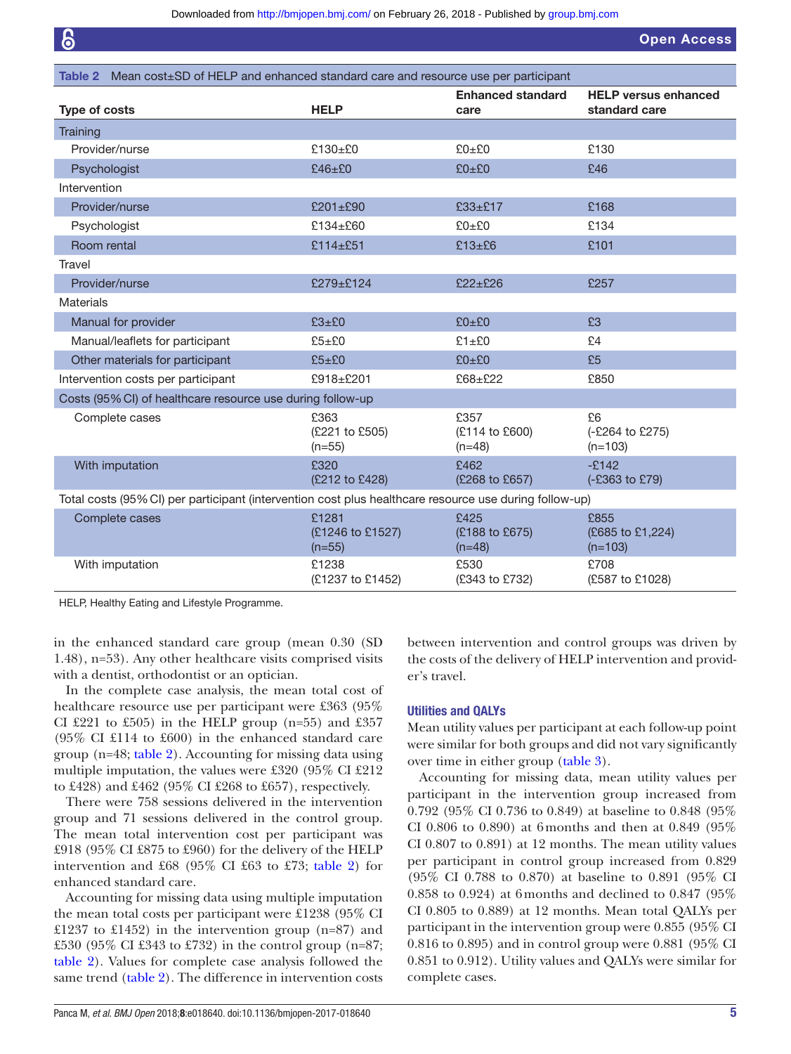Table 2 Mean cost±SD of HELP and enhanced standard care and resource use per participant

| Type of costs | HELP | Enhanced standard care | HELP versus enhanced standard care |
|---|---|---|---|
| **Training** | | | |
| Provider/nurse | £130±£0 | £0±£0 | £130 |
| Psychologist | £46±£0 | £0±£0 | £46 |
| **Intervention** | | | |
| Provider/nurse | £201±£90 | £33±£17 | £168 |
| Psychologist | £134±£60 | £0±£0 | £134 |
| Room rental | £114±£51 | £13±£6 | £101 |
| **Travel** | | | |
| Provider/nurse | £279±£124 | £22±£26 | £257 |
| **Materials** | | | |
| Manual for provider | £3±£0 | £0±£0 | £3 |
| Manual/leaflets for participant | £5±£0 | £1±£0 | £4 |
| Other materials for participant | £5±£0 | £0±£0 | £5 |
| Intervention costs per participant | £918±£201 | £68±£22 | £850 |
| **Costs (95% CI) of healthcare resource use during follow-up** | | | |
| Complete cases | £363 (£221 to £505) (n=55) | £357 (£114 to £600) (n=48) | £6 (-£264 to £275) (n=103) |
| With imputation | £320 (£212 to £428) | £462 (£268 to £657) | -£142 (-£363 to £79) |
| **Total costs (95% CI) per participant (intervention cost plus healthcare resource use during follow-up)** | | | |
| Complete cases | £1281 (£1246 to £1527) (n=55) | £425 (£188 to £675) (n=48) | £855 (£685 to £1,224) (n=103) |
| With imputation | £1238 (£1237 to £1452) | £530 (£343 to £732) | £708 (£587 to £1028) |

HELP, Healthy Eating and Lifestyle Programme.

in the enhanced standard care group (mean 0.30 (SD 1.48), n=53). Any other healthcare visits comprised visits with a dentist, orthodontist or an optician.

In the complete case analysis, the mean total cost of healthcare resource use per participant were £363 (95% CI £221 to £505) in the HELP group (n=55) and £357 (95% CI £114 to £600) in the enhanced standard care group (n=48; table 2). Accounting for missing data using multiple imputation, the values were £320 (95% CI £212 to £428) and £462 (95% CI £268 to £657), respectively.

There were 758 sessions delivered in the intervention group and 71 sessions delivered in the control group. The mean total intervention cost per participant was £918 (95% CI £875 to £960) for the delivery of the HELP intervention and £68 (95% CI £63 to £73; table 2) for enhanced standard care.

Accounting for missing data using multiple imputation the mean total costs per participant were £1238 (95% CI £1237 to £1452) in the intervention group (n=87) and £530 (95% CI £343 to £732) in the control group (n=87; table 2). Values for complete case analysis followed the same trend (table 2). The difference in intervention costs between intervention and control groups was driven by the costs of the delivery of HELP intervention and provider's travel.

### Utilities and QALYs

Mean utility values per participant at each follow-up point were similar for both groups and did not vary significantly over time in either group (table 3).

Accounting for missing data, mean utility values per participant in the intervention group increased from 0.792 (95% CI 0.736 to 0.849) at baseline to 0.848 (95% CI 0.806 to 0.890) at 6 months and then at 0.849 (95% CI 0.807 to 0.891) at 12 months. The mean utility values per participant in control group increased from 0.829 (95% CI 0.788 to 0.870) at baseline to 0.891 (95% CI 0.858 to 0.924) at 6 months and declined to 0.847 (95% CI 0.805 to 0.889) at 12 months. Mean total QALYs per participant in the intervention group were 0.855 (95% CI 0.816 to 0.895) and in control group were 0.881 (95% CI 0.851 to 0.912). Utility values and QALYs were similar for complete cases.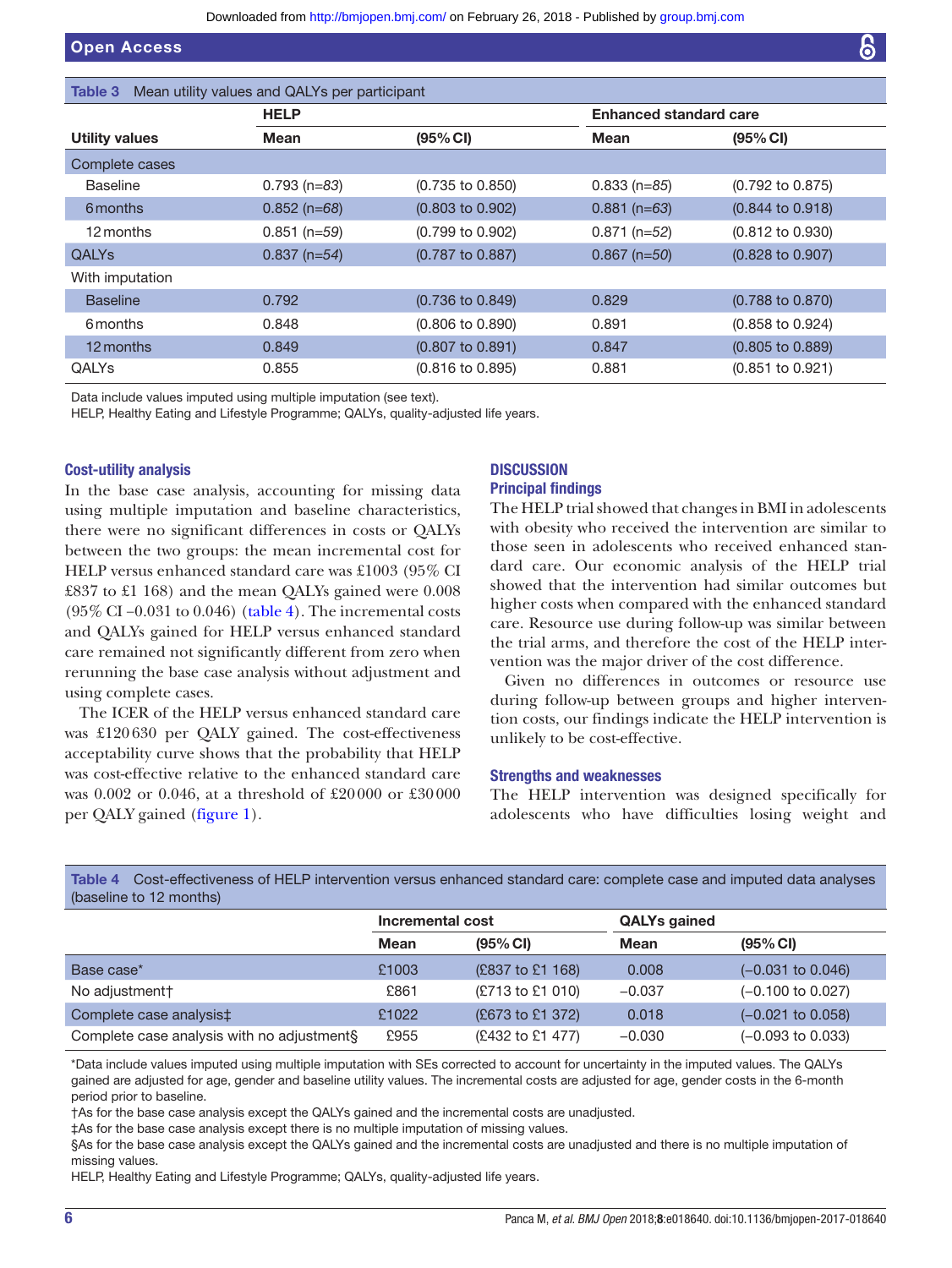**Table 3** Mean utility values and QALYs per participant

| | HELP | | Enhanced standard care | |
|---|---|---|---|---|
| **Utility values** | **Mean** | **(95% CI)** | **Mean** | **(95% CI)** |
| Complete cases | | | | |
| Baseline | 0.793 (n=*83*) | (0.735 to 0.850) | 0.833 (n=*85*) | (0.792 to 0.875) |
| 6 months | 0.852 (n=*68*) | (0.803 to 0.902) | 0.881 (n=*63*) | (0.844 to 0.918) |
| 12 months | 0.851 (n=*59*) | (0.799 to 0.902) | 0.871 (n=*52*) | (0.812 to 0.930) |
| QALYs | 0.837 (n=*54*) | (0.787 to 0.887) | 0.867 (n=*50*) | (0.828 to 0.907) |
| With imputation | | | | |
| Baseline | 0.792 | (0.736 to 0.849) | 0.829 | (0.788 to 0.870) |
| 6 months | 0.848 | (0.806 to 0.890) | 0.891 | (0.858 to 0.924) |
| 12 months | 0.849 | (0.807 to 0.891) | 0.847 | (0.805 to 0.889) |
| QALYs | 0.855 | (0.816 to 0.895) | 0.881 | (0.851 to 0.921) |

Data include values imputed using multiple imputation (see text).
HELP, Healthy Eating and Lifestyle Programme; QALYs, quality-adjusted life years.

### Cost-utility analysis

In the base case analysis, accounting for missing data using multiple imputation and baseline characteristics, there were no significant differences in costs or QALYs between the two groups: the mean incremental cost for HELP versus enhanced standard care was £1003 (95% CI £837 to £1 168) and the mean QALYs gained were 0.008 (95% CI −0.031 to 0.046) (table 4). The incremental costs and QALYs gained for HELP versus enhanced standard care remained not significantly different from zero when rerunning the base case analysis without adjustment and using complete cases.

The ICER of the HELP versus enhanced standard care was £120 630 per QALY gained. The cost-effectiveness acceptability curve shows that the probability that HELP was cost-effective relative to the enhanced standard care was 0.002 or 0.046, at a threshold of £20 000 or £30 000 per QALY gained (figure 1).

## DISCUSSION

### Principal findings

The HELP trial showed that changes in BMI in adolescents with obesity who received the intervention are similar to those seen in adolescents who received enhanced standard care. Our economic analysis of the HELP trial showed that the intervention had similar outcomes but higher costs when compared with the enhanced standard care. Resource use during follow-up was similar between the trial arms, and therefore the cost of the HELP intervention was the major driver of the cost difference.

Given no differences in outcomes or resource use during follow-up between groups and higher intervention costs, our findings indicate the HELP intervention is unlikely to be cost-effective.

### Strengths and weaknesses

The HELP intervention was designed specifically for adolescents who have difficulties losing weight and

**Table 4** Cost-effectiveness of HELP intervention versus enhanced standard care: complete case and imputed data analyses (baseline to 12 months)

| | Incremental cost | | QALYs gained | |
|---|---|---|---|---|
| | **Mean** | **(95% CI)** | **Mean** | **(95% CI)** |
| Base case* | £1003 | (£837 to £1 168) | 0.008 | (−0.031 to 0.046) |
| No adjustment† | £861 | (£713 to £1 010) | −0.037 | (−0.100 to 0.027) |
| Complete case analysis‡ | £1022 | (£673 to £1 372) | 0.018 | (−0.021 to 0.058) |
| Complete case analysis with no adjustment§ | £955 | (£432 to £1 477) | −0.030 | (−0.093 to 0.033) |

*Data include values imputed using multiple imputation with SEs corrected to account for uncertainty in the imputed values. The QALYs gained are adjusted for age, gender and baseline utility values. The incremental costs are adjusted for age, gender costs in the 6-month period prior to baseline.
†As for the base case analysis except the QALYs gained and the incremental costs are unadjusted.
‡As for the base case analysis except there is no multiple imputation of missing values.
§As for the base case analysis except the QALYs gained and the incremental costs are unadjusted and there is no multiple imputation of missing values.
HELP, Healthy Eating and Lifestyle Programme; QALYs, quality-adjusted life years.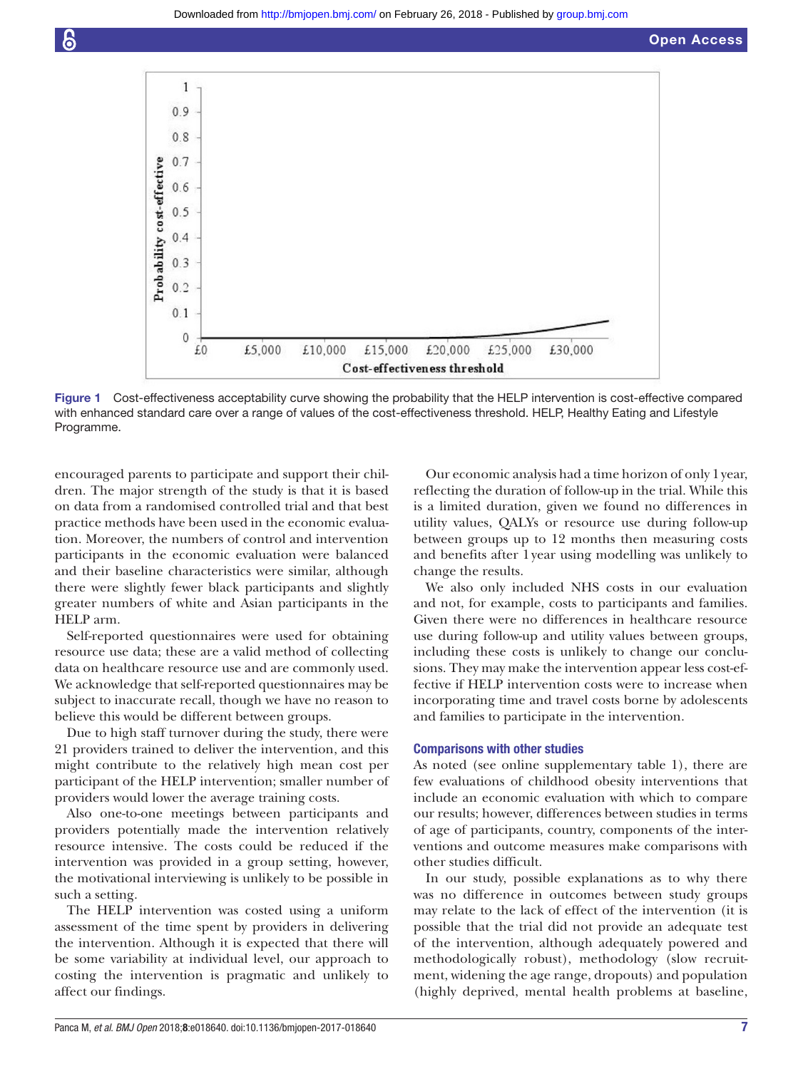Figure 1 Cost-effectiveness acceptability curve showing the probability that the HELP intervention is cost-effective compared with enhanced standard care over a range of values of the cost-effectiveness threshold. HELP, Healthy Eating and Lifestyle Programme.

encouraged parents to participate and support their children. The major strength of the study is that it is based on data from a randomised controlled trial and that best practice methods have been used in the economic evaluation. Moreover, the numbers of control and intervention participants in the economic evaluation were balanced and their baseline characteristics were similar, although there were slightly fewer black participants and slightly greater numbers of white and Asian participants in the HELP arm.

Self-reported questionnaires were used for obtaining resource use data; these are a valid method of collecting data on healthcare resource use and are commonly used. We acknowledge that self-reported questionnaires may be subject to inaccurate recall, though we have no reason to believe this would be different between groups.

Due to high staff turnover during the study, there were 21 providers trained to deliver the intervention, and this might contribute to the relatively high mean cost per participant of the HELP intervention; smaller number of providers would lower the average training costs.

Also one-to-one meetings between participants and providers potentially made the intervention relatively resource intensive. The costs could be reduced if the intervention was provided in a group setting, however, the motivational interviewing is unlikely to be possible in such a setting.

The HELP intervention was costed using a uniform assessment of the time spent by providers in delivering the intervention. Although it is expected that there will be some variability at individual level, our approach to costing the intervention is pragmatic and unlikely to affect our findings.

Our economic analysis had a time horizon of only 1 year, reflecting the duration of follow-up in the trial. While this is a limited duration, given we found no differences in utility values, QALYs or resource use during follow-up between groups up to 12 months then measuring costs and benefits after 1 year using modelling was unlikely to change the results.

We also only included NHS costs in our evaluation and not, for example, costs to participants and families. Given there were no differences in healthcare resource use during follow-up and utility values between groups, including these costs is unlikely to change our conclusions. They may make the intervention appear less cost-effective if HELP intervention costs were to increase when incorporating time and travel costs borne by adolescents and families to participate in the intervention.

### Comparisons with other studies

As noted (see online supplementary table 1), there are few evaluations of childhood obesity interventions that include an economic evaluation with which to compare our results; however, differences between studies in terms of age of participants, country, components of the interventions and outcome measures make comparisons with other studies difficult.

In our study, possible explanations as to why there was no difference in outcomes between study groups may relate to the lack of effect of the intervention (it is possible that the trial did not provide an adequate test of the intervention, although adequately powered and methodologically robust), methodology (slow recruitment, widening the age range, dropouts) and population (highly deprived, mental health problems at baseline,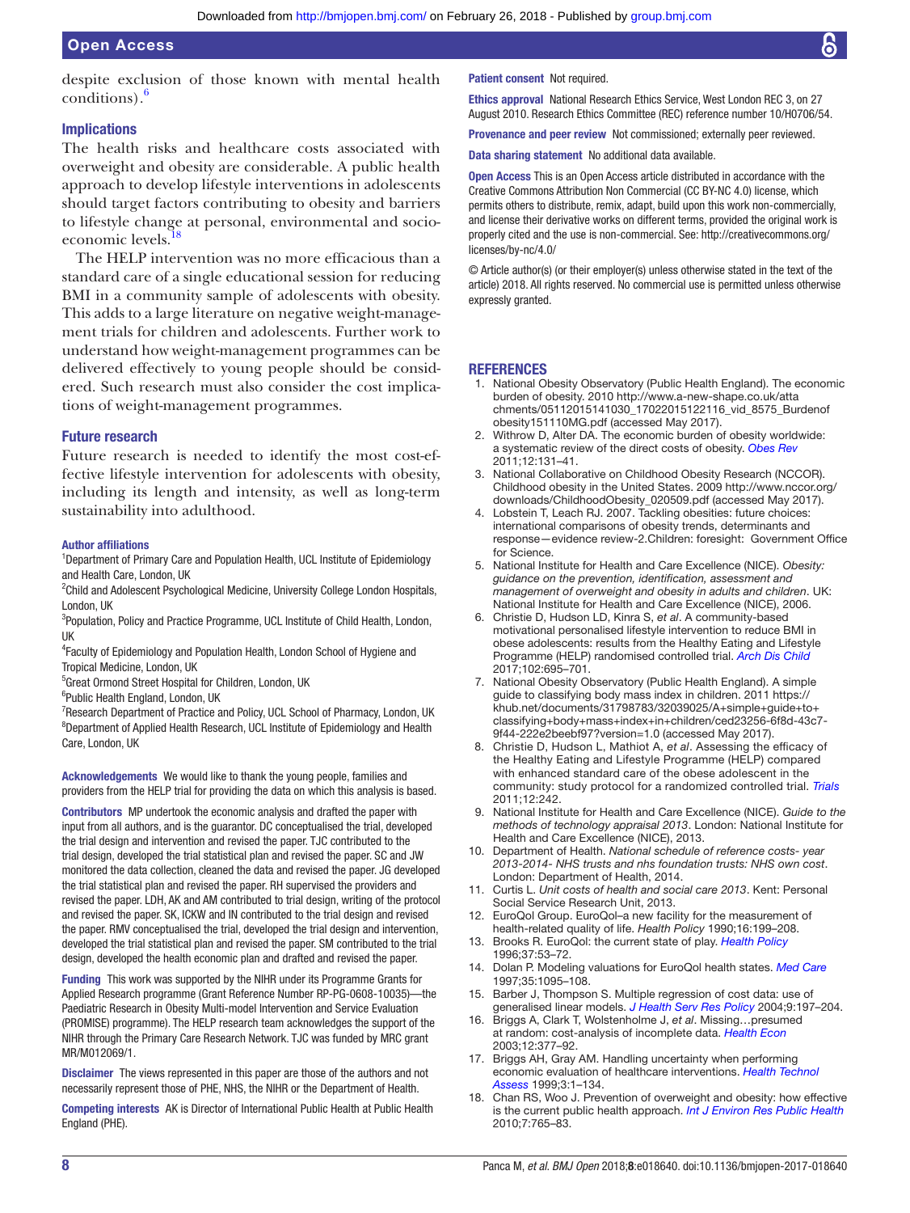despite exclusion of those known with mental health conditions).[6]

## Implications

The health risks and healthcare costs associated with overweight and obesity are considerable. A public health approach to develop lifestyle interventions in adolescents should target factors contributing to obesity and barriers to lifestyle change at personal, environmental and socio-economic levels.[18]

The HELP intervention was no more efficacious than a standard care of a single educational session for reducing BMI in a community sample of adolescents with obesity. This adds to a large literature on negative weight-management trials for children and adolescents. Further work to understand how weight-management programmes can be delivered effectively to young people should be considered. Such research must also consider the cost implications of weight-management programmes.

## Future research

Future research is needed to identify the most cost-effective lifestyle intervention for adolescents with obesity, including its length and intensity, as well as long-term sustainability into adulthood.

**Author affiliations**

[1]Department of Primary Care and Population Health, UCL Institute of Epidemiology and Health Care, London, UK
[2]Child and Adolescent Psychological Medicine, University College London Hospitals, London, UK
[3]Population, Policy and Practice Programme, UCL Institute of Child Health, London, UK
[4]Faculty of Epidemiology and Population Health, London School of Hygiene and Tropical Medicine, London, UK
[5]Great Ormond Street Hospital for Children, London, UK
[6]Public Health England, London, UK
[7]Research Department of Practice and Policy, UCL School of Pharmacy, London, UK
[8]Department of Applied Health Research, UCL Institute of Epidemiology and Health Care, London, UK

**Acknowledgements** We would like to thank the young people, families and providers from the HELP trial for providing the data on which this analysis is based.

**Contributors** MP undertook the economic analysis and drafted the paper with input from all authors, and is the guarantor. DC conceptualised the trial, developed the trial design and intervention and revised the paper. TJC contributed to the trial design, developed the trial statistical plan and revised the paper. SC and JW monitored the data collection, cleaned the data and revised the paper. JG developed the trial statistical plan and revised the paper. RH supervised the providers and revised the paper. LDH, AK and AM contributed to trial design, writing of the protocol and revised the paper. SK, ICKW and IN contributed to the trial design and revised the paper. RMV conceptualised the trial, developed the trial design and intervention, developed the trial statistical plan and revised the paper. SM contributed to the trial design, developed the health economic plan and drafted and revised the paper.

**Funding** This work was supported by the NIHR under its Programme Grants for Applied Research programme (Grant Reference Number RP-PG-0608-10035)—the Paediatric Research in Obesity Multi-model Intervention and Service Evaluation (PROMISE) programme). The HELP research team acknowledges the support of the NIHR through the Primary Care Research Network. TJC was funded by MRC grant MR/M012069/1.

**Disclaimer** The views represented in this paper are those of the authors and not necessarily represent those of PHE, NHS, the NIHR or the Department of Health.

**Competing interests** AK is Director of International Public Health at Public Health England (PHE).

**Patient consent** Not required.

**Ethics approval** National Research Ethics Service, West London REC 3, on 27 August 2010. Research Ethics Committee (REC) reference number 10/H0706/54.

**Provenance and peer review** Not commissioned; externally peer reviewed.

**Data sharing statement** No additional data available.

**Open Access** This is an Open Access article distributed in accordance with the Creative Commons Attribution Non Commercial (CC BY-NC 4.0) license, which permits others to distribute, remix, adapt, build upon this work non-commercially, and license their derivative works on different terms, provided the original work is properly cited and the use is non-commercial. See: http://creativecommons.org/licenses/by-nc/4.0/

© Article author(s) (or their employer(s) unless otherwise stated in the text of the article) 2018. All rights reserved. No commercial use is permitted unless otherwise expressly granted.

## REFERENCES

1. National Obesity Observatory (Public Health England). The economic burden of obesity. 2010 http://www.a-new-shape.co.uk/attachments/05112015141030_17022015122116_vid_8575_Burdenofobesity151110MG.pdf (accessed May 2017).
2. Withrow D, Alter DA. The economic burden of obesity worldwide: a systematic review of the direct costs of obesity. *Obes Rev* 2011;12:131–41.
3. National Collaborative on Childhood Obesity Research (NCCOR). Childhood obesity in the United States. 2009 http://www.nccor.org/downloads/ChildhoodObesity_020509.pdf (accessed May 2017).
4. Lobstein T, Leach RJ. 2007. Tackling obesities: future choices: international comparisons of obesity trends, determinants and response—evidence review-2.Children: foresight: Government Office for Science.
5. National Institute for Health and Care Excellence (NICE). *Obesity: guidance on the prevention, identification, assessment and management of overweight and obesity in adults and children*. UK: National Institute for Health and Care Excellence (NICE), 2006.
6. Christie D, Hudson LD, Kinra S, *et al*. A community-based motivational personalised lifestyle intervention to reduce BMI in obese adolescents: results from the Healthy Eating and Lifestyle Programme (HELP) randomised controlled trial. *Arch Dis Child* 2017;102:695–701.
7. National Obesity Observatory (Public Health England). A simple guide to classifying body mass index in children. 2011 https://khub.net/documents/31798783/32039025/A+simple+guide+to+classifying+body+mass+index+in+children/ced23256-6f8d-43c7-9f44-222e2beebf97?version=1.0 (accessed May 2017).
8. Christie D, Hudson L, Mathiot A, *et al*. Assessing the efficacy of the Healthy Eating and Lifestyle Programme (HELP) compared with enhanced standard care of the obese adolescent in the community: study protocol for a randomized controlled trial. *Trials* 2011;12:242.
9. National Institute for Health and Care Excellence (NICE). *Guide to the methods of technology appraisal 2013*. London: National Institute for Health and Care Excellence (NICE), 2013.
10. Department of Health. *National schedule of reference costs- year 2013-2014- NHS trusts and nhs foundation trusts: NHS own cost*. London: Department of Health, 2014.
11. Curtis L. *Unit costs of health and social care 2013*. Kent: Personal Social Service Research Unit, 2013.
12. EuroQol Group. EuroQol–a new facility for the measurement of health-related quality of life. *Health Policy* 1990;16:199–208.
13. Brooks R. EuroQol: the current state of play. *Health Policy* 1996;37:53–72.
14. Dolan P. Modeling valuations for EuroQol health states. *Med Care* 1997;35:1095–108.
15. Barber J, Thompson S. Multiple regression of cost data: use of generalised linear models. *J Health Serv Res Policy* 2004;9:197–204.
16. Briggs A, Clark T, Wolstenholme J, *et al*. Missing…presumed at random: cost-analysis of incomplete data. *Health Econ* 2003;12:377–92.
17. Briggs AH, Gray AM. Handling uncertainty when performing economic evaluation of healthcare interventions. *Health Technol Assess* 1999;3:1–134.
18. Chan RS, Woo J. Prevention of overweight and obesity: how effective is the current public health approach. *Int J Environ Res Public Health* 2010;7:765–83.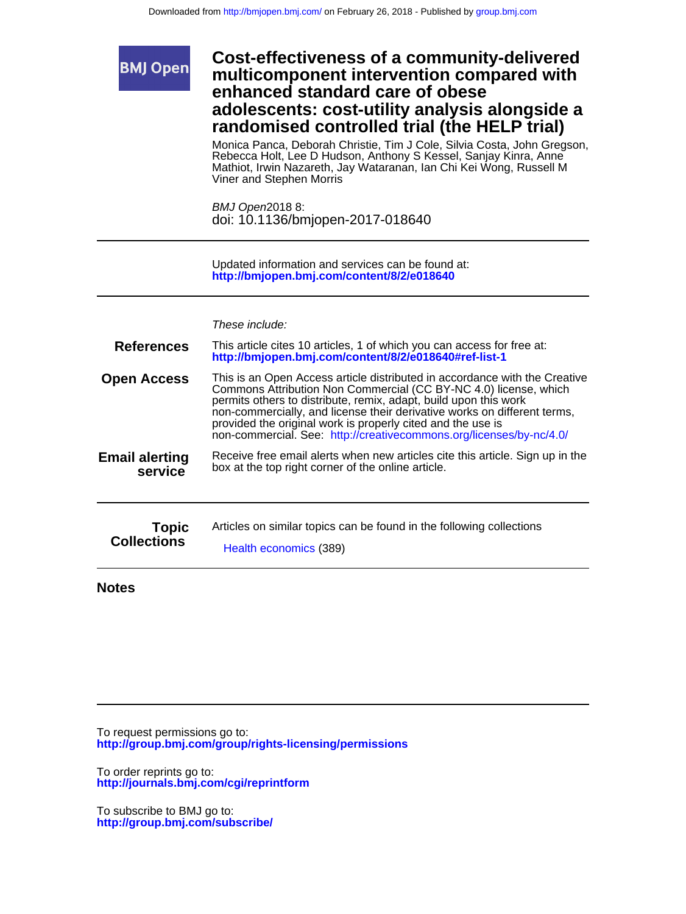# Cost-effectiveness of a community-delivered multicomponent intervention compared with enhanced standard care of obese adolescents: cost-utility analysis alongside a randomised controlled trial (the HELP trial)

Monica Panca, Deborah Christie, Tim J Cole, Silvia Costa, John Gregson, Rebecca Holt, Lee D Hudson, Anthony S Kessel, Sanjay Kinra, Anne Mathiot, Irwin Nazareth, Jay Wataranan, Ian Chi Kei Wong, Russell M Viner and Stephen Morris

*BMJ Open*2018 8:
doi: 10.1136/bmjopen-2017-018640

Updated information and services can be found at:
**http://bmjopen.bmj.com/content/8/2/e018640**

*These include:*

**References**
This article cites 10 articles, 1 of which you can access for free at:
**http://bmjopen.bmj.com/content/8/2/e018640#ref-list-1**

**Open Access**
This is an Open Access article distributed in accordance with the Creative Commons Attribution Non Commercial (CC BY-NC 4.0) license, which permits others to distribute, remix, adapt, build upon this work non-commercially, and license their derivative works on different terms, provided the original work is properly cited and the use is non-commercial. See: http://creativecommons.org/licenses/by-nc/4.0/

**Email alerting service**
Receive free email alerts when new articles cite this article. Sign up in the box at the top right corner of the online article.

**Topic Collections**
Articles on similar topics can be found in the following collections

Health economics (389)

## Notes

To request permissions go to:
**http://group.bmj.com/group/rights-licensing/permissions**

To order reprints go to:
**http://journals.bmj.com/cgi/reprintform**

To subscribe to BMJ go to:
**http://group.bmj.com/subscribe/**